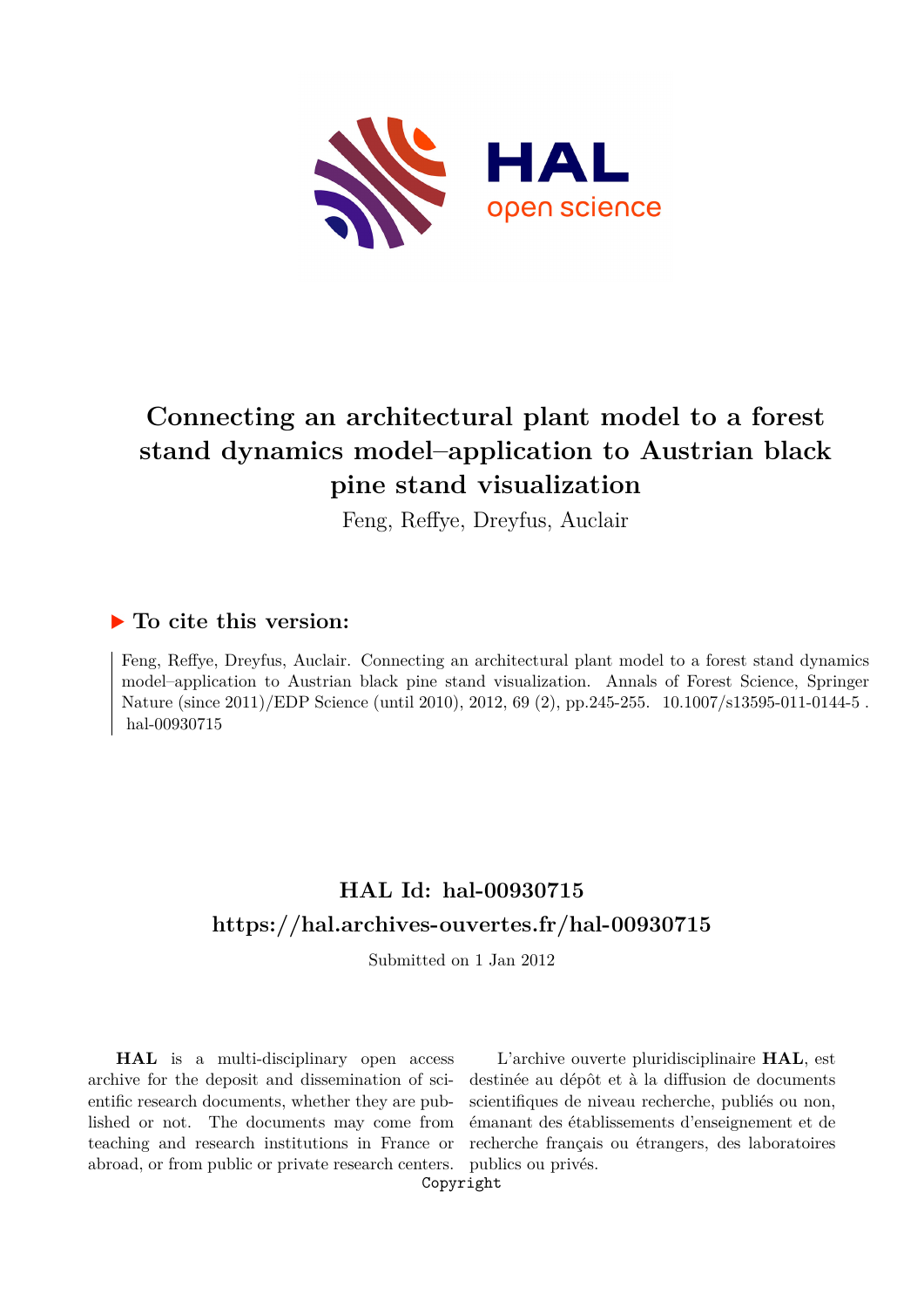# Connecting an architectural plant model to a forest stand dynamics model–application to Austrian black pine stand visualization

Feng, Reffye, Dreyfus, Auclair

## ▶ To cite this version:

Feng, Reffye, Dreyfus, Auclair. Connecting an architectural plant model to a forest stand dynamics model–application to Austrian black pine stand visualization. Annals of Forest Science, Springer Nature (since 2011)/EDP Science (until 2010), 2012, 69 (2), pp.245-255. 10.1007/s13595-011-0144-5 . hal-00930715

## HAL Id: hal-00930715

## https://hal.archives-ouvertes.fr/hal-00930715

Submitted on 1 Jan 2012

**HAL** is a multi-disciplinary open access archive for the deposit and dissemination of scientific research documents, whether they are published or not. The documents may come from teaching and research institutions in France or abroad, or from public or private research centers.

L'archive ouverte pluridisciplinaire **HAL**, est destinée au dépôt et à la diffusion de documents scientifiques de niveau recherche, publiés ou non, émanant des établissements d'enseignement et de recherche français ou étrangers, des laboratoires publics ou privés.

Copyright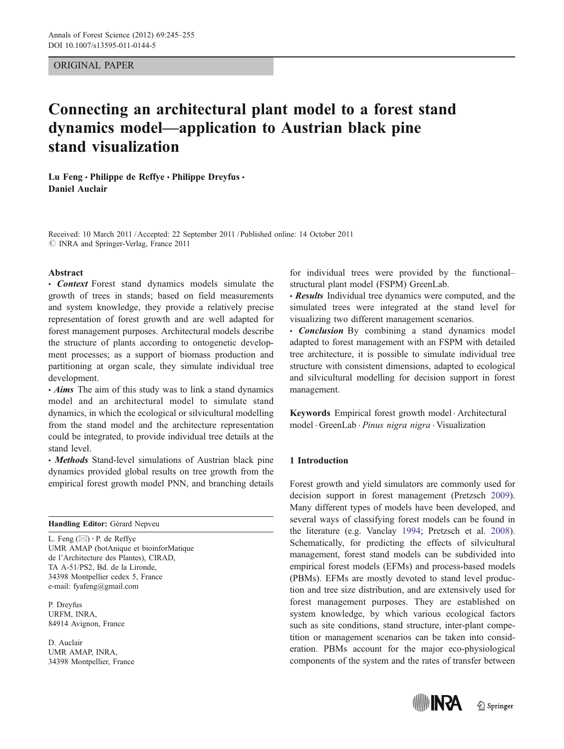ORIGINAL PAPER

# Connecting an architectural plant model to a forest stand dynamics model—application to Austrian black pine stand visualization

**Lu Feng · Philippe de Reffye · Philippe Dreyfus · Daniel Auclair**

Received: 10 March 2011 / Accepted: 22 September 2011 / Published online: 14 October 2011
© INRA and Springer-Verlag, France 2011

## Abstract

• ***Context*** Forest stand dynamics models simulate the growth of trees in stands; based on field measurements and system knowledge, they provide a relatively precise representation of forest growth and are well adapted for forest management purposes. Architectural models describe the structure of plants according to ontogenetic development processes; as a support of biomass production and partitioning at organ scale, they simulate individual tree development.

• ***Aims*** The aim of this study was to link a stand dynamics model and an architectural model to simulate stand dynamics, in which the ecological or silvicultural modelling from the stand model and the architecture representation could be integrated, to provide individual tree details at the stand level.

• ***Methods*** Stand-level simulations of Austrian black pine dynamics provided global results on tree growth from the empirical forest growth model PNN, and branching details for individual trees were provided by the functional–structural plant model (FSPM) GreenLab.

• ***Results*** Individual tree dynamics were computed, and the simulated trees were integrated at the stand level for visualizing two different management scenarios.

• ***Conclusion*** By combining a stand dynamics model adapted to forest management with an FSPM with detailed tree architecture, it is possible to simulate individual tree structure with consistent dimensions, adapted to ecological and silvicultural modelling for decision support in forest management.

**Keywords** Empirical forest growth model · Architectural model · GreenLab · *Pinus nigra nigra* · Visualization

**Handling Editor:** Gérard Nepveu

L. Feng (✉) · P. de Reffye
UMR AMAP (botAnique et bioinforMatique de l'Architecture des Plantes), CIRAD, TA A-51/PS2, Bd. de la Lironde, 34398 Montpellier cedex 5, France
e-mail: fyafeng@gmail.com

P. Dreyfus
URFM, INRA, 84914 Avignon, France

D. Auclair
UMR AMAP, INRA, 34398 Montpellier, France

## 1 Introduction

Forest growth and yield simulators are commonly used for decision support in forest management (Pretzsch 2009). Many different types of models have been developed, and several ways of classifying forest models can be found in the literature (e.g. Vanclay 1994; Pretzsch et al. 2008). Schematically, for predicting the effects of silvicultural management, forest stand models can be subdivided into empirical forest models (EFMs) and process-based models (PBMs). EFMs are mostly devoted to stand level production and tree size distribution, and are extensively used for forest management purposes. They are established on system knowledge, by which various ecological factors such as site conditions, stand structure, inter-plant competition or management scenarios can be taken into consideration. PBMs account for the major eco-physiological components of the system and the rates of transfer between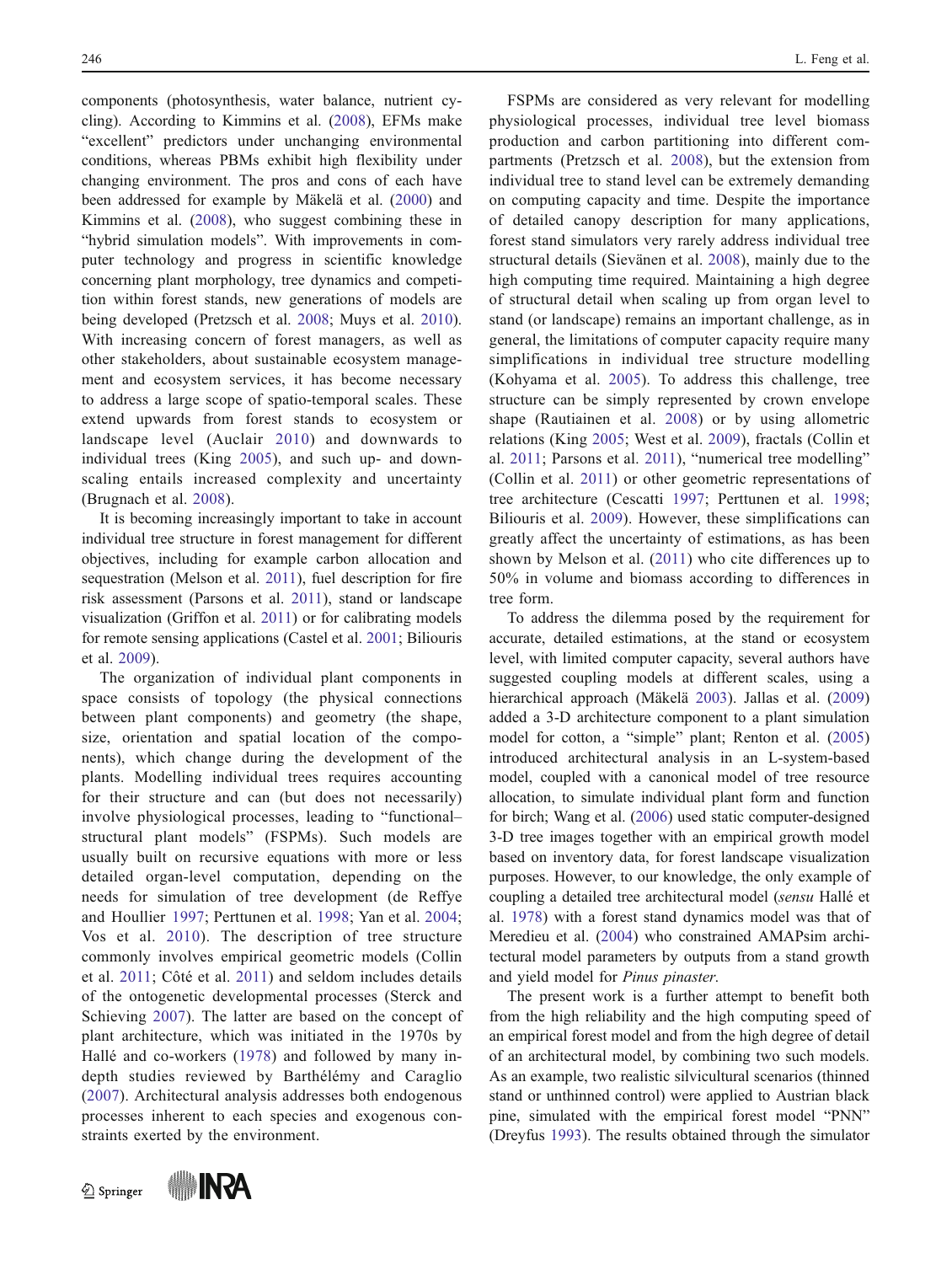components (photosynthesis, water balance, nutrient cycling). According to Kimmins et al. (2008), EFMs make "excellent" predictors under unchanging environmental conditions, whereas PBMs exhibit high flexibility under changing environment. The pros and cons of each have been addressed for example by Mäkelä et al. (2000) and Kimmins et al. (2008), who suggest combining these in "hybrid simulation models". With improvements in computer technology and progress in scientific knowledge concerning plant morphology, tree dynamics and competition within forest stands, new generations of models are being developed (Pretzsch et al. 2008; Muys et al. 2010). With increasing concern of forest managers, as well as other stakeholders, about sustainable ecosystem management and ecosystem services, it has become necessary to address a large scope of spatio-temporal scales. These extend upwards from forest stands to ecosystem or landscape level (Auclair 2010) and downwards to individual trees (King 2005), and such up- and downscaling entails increased complexity and uncertainty (Brugnach et al. 2008).

It is becoming increasingly important to take in account individual tree structure in forest management for different objectives, including for example carbon allocation and sequestration (Melson et al. 2011), fuel description for fire risk assessment (Parsons et al. 2011), stand or landscape visualization (Griffon et al. 2011) or for calibrating models for remote sensing applications (Castel et al. 2001; Biliouris et al. 2009).

The organization of individual plant components in space consists of topology (the physical connections between plant components) and geometry (the shape, size, orientation and spatial location of the components), which change during the development of the plants. Modelling individual trees requires accounting for their structure and can (but does not necessarily) involve physiological processes, leading to "functional–structural plant models" (FSPMs). Such models are usually built on recursive equations with more or less detailed organ-level computation, depending on the needs for simulation of tree development (de Reffye and Houllier 1997; Perttunen et al. 1998; Yan et al. 2004; Vos et al. 2010). The description of tree structure commonly involves empirical geometric models (Collin et al. 2011; Côté et al. 2011) and seldom includes details of the ontogenetic developmental processes (Sterck and Schieving 2007). The latter are based on the concept of plant architecture, which was initiated in the 1970s by Hallé and co-workers (1978) and followed by many in-depth studies reviewed by Barthélémy and Caraglio (2007). Architectural analysis addresses both endogenous processes inherent to each species and exogenous constraints exerted by the environment.

FSPMs are considered as very relevant for modelling physiological processes, individual tree level biomass production and carbon partitioning into different compartments (Pretzsch et al. 2008), but the extension from individual tree to stand level can be extremely demanding on computing capacity and time. Despite the importance of detailed canopy description for many applications, forest stand simulators very rarely address individual tree structural details (Sievänen et al. 2008), mainly due to the high computing time required. Maintaining a high degree of structural detail when scaling up from organ level to stand (or landscape) remains an important challenge, as in general, the limitations of computer capacity require many simplifications in individual tree structure modelling (Kohyama et al. 2005). To address this challenge, tree structure can be simply represented by crown envelope shape (Rautiainen et al. 2008) or by using allometric relations (King 2005; West et al. 2009), fractals (Collin et al. 2011; Parsons et al. 2011), "numerical tree modelling" (Collin et al. 2011) or other geometric representations of tree architecture (Cescatti 1997; Perttunen et al. 1998; Biliouris et al. 2009). However, these simplifications can greatly affect the uncertainty of estimations, as has been shown by Melson et al. (2011) who cite differences up to 50% in volume and biomass according to differences in tree form.

To address the dilemma posed by the requirement for accurate, detailed estimations, at the stand or ecosystem level, with limited computer capacity, several authors have suggested coupling models at different scales, using a hierarchical approach (Mäkelä 2003). Jallas et al. (2009) added a 3-D architecture component to a plant simulation model for cotton, a "simple" plant; Renton et al. (2005) introduced architectural analysis in an L-system-based model, coupled with a canonical model of tree resource allocation, to simulate individual plant form and function for birch; Wang et al. (2006) used static computer-designed 3-D tree images together with an empirical growth model based on inventory data, for forest landscape visualization purposes. However, to our knowledge, the only example of coupling a detailed tree architectural model (*sensu* Hallé et al. 1978) with a forest stand dynamics model was that of Meredieu et al. (2004) who constrained AMAPsim architectural model parameters by outputs from a stand growth and yield model for *Pinus pinaster*.

The present work is a further attempt to benefit both from the high reliability and the high computing speed of an empirical forest model and from the high degree of detail of an architectural model, by combining two such models. As an example, two realistic silvicultural scenarios (thinned stand or unthinned control) were applied to Austrian black pine, simulated with the empirical forest model "PNN" (Dreyfus 1993). The results obtained through the simulator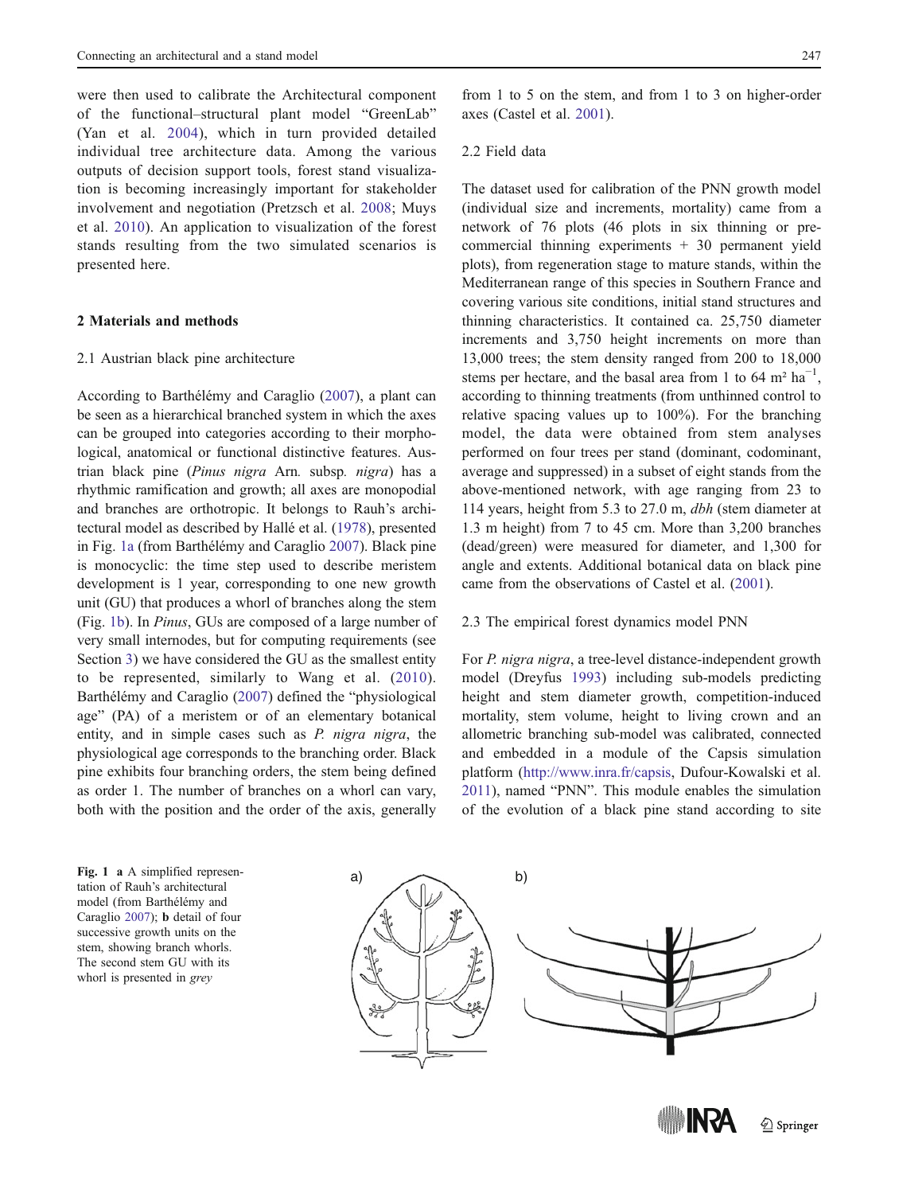were then used to calibrate the Architectural component of the functional–structural plant model "GreenLab" (Yan et al. 2004), which in turn provided detailed individual tree architecture data. Among the various outputs of decision support tools, forest stand visualization is becoming increasingly important for stakeholder involvement and negotiation (Pretzsch et al. 2008; Muys et al. 2010). An application to visualization of the forest stands resulting from the two simulated scenarios is presented here.

## 2 Materials and methods

### 2.1 Austrian black pine architecture

According to Barthélémy and Caraglio (2007), a plant can be seen as a hierarchical branched system in which the axes can be grouped into categories according to their morphological, anatomical or functional distinctive features. Austrian black pine (*Pinus nigra* Arn. subsp. *nigra*) has a rhythmic ramification and growth; all axes are monopodial and branches are orthotropic. It belongs to Rauh's architectural model as described by Hallé et al. (1978), presented in Fig. 1a (from Barthélémy and Caraglio 2007). Black pine is monocyclic: the time step used to describe meristem development is 1 year, corresponding to one new growth unit (GU) that produces a whorl of branches along the stem (Fig. 1b). In *Pinus*, GUs are composed of a large number of very small internodes, but for computing requirements (see Section 3) we have considered the GU as the smallest entity to be represented, similarly to Wang et al. (2010). Barthélémy and Caraglio (2007) defined the "physiological age" (PA) of a meristem or of an elementary botanical entity, and in simple cases such as *P. nigra nigra*, the physiological age corresponds to the branching order. Black pine exhibits four branching orders, the stem being defined as order 1. The number of branches on a whorl can vary, both with the position and the order of the axis, generally from 1 to 5 on the stem, and from 1 to 3 on higher-order axes (Castel et al. 2001).

### 2.2 Field data

The dataset used for calibration of the PNN growth model (individual size and increments, mortality) came from a network of 76 plots (46 plots in six thinning or pre-commercial thinning experiments + 30 permanent yield plots), from regeneration stage to mature stands, within the Mediterranean range of this species in Southern France and covering various site conditions, initial stand structures and thinning characteristics. It contained ca. 25,750 diameter increments and 3,750 height increments on more than 13,000 trees; the stem density ranged from 200 to 18,000 stems per hectare, and the basal area from 1 to 64 m² ha$^{-1}$, according to thinning treatments (from unthinned control to relative spacing values up to 100%). For the branching model, the data were obtained from stem analyses performed on four trees per stand (dominant, codominant, average and suppressed) in a subset of eight stands from the above-mentioned network, with age ranging from 23 to 114 years, height from 5.3 to 27.0 m, *dbh* (stem diameter at 1.3 m height) from 7 to 45 cm. More than 3,200 branches (dead/green) were measured for diameter, and 1,300 for angle and extents. Additional botanical data on black pine came from the observations of Castel et al. (2001).

### 2.3 The empirical forest dynamics model PNN

For *P. nigra nigra*, a tree-level distance-independent growth model (Dreyfus 1993) including sub-models predicting height and stem diameter growth, competition-induced mortality, stem volume, height to living crown and an allometric branching sub-model was calibrated, connected and embedded in a module of the Capsis simulation platform (http://www.inra.fr/capsis, Dufour-Kowalski et al. 2011), named "PNN". This module enables the simulation of the evolution of a black pine stand according to site

**Fig. 1** **a** A simplified representation of Rauh's architectural model (from Barthélémy and Caraglio 2007); **b** detail of four successive growth units on the stem, showing branch whorls. The second stem GU with its whorl is presented in *grey*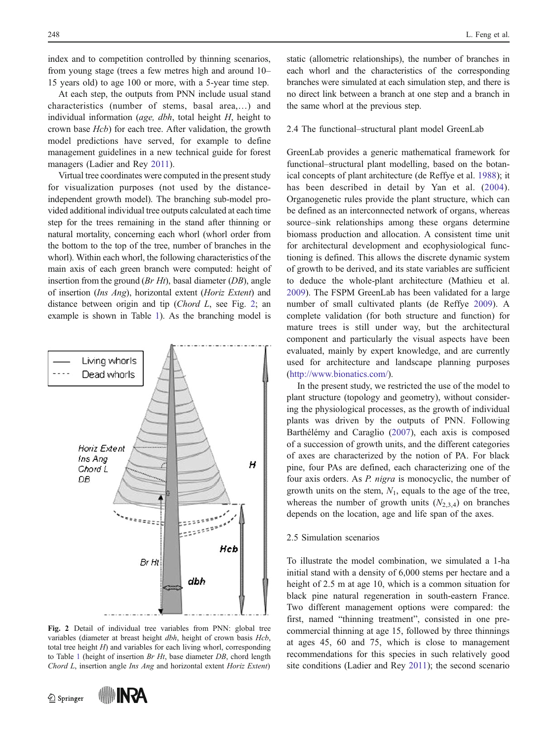index and to competition controlled by thinning scenarios, from young stage (trees a few metres high and around 10–15 years old) to age 100 or more, with a 5-year time step.

At each step, the outputs from PNN include usual stand characteristics (number of stems, basal area,…) and individual information (*age, dbh*, total height *H*, height to crown base *Hcb*) for each tree. After validation, the growth model predictions have served, for example to define management guidelines in a new technical guide for forest managers (Ladier and Rey 2011).

Virtual tree coordinates were computed in the present study for visualization purposes (not used by the distance-independent growth model). The branching sub-model provided additional individual tree outputs calculated at each time step for the trees remaining in the stand after thinning or natural mortality, concerning each whorl (whorl order from the bottom to the top of the tree, number of branches in the whorl). Within each whorl, the following characteristics of the main axis of each green branch were computed: height of insertion from the ground (*Br Ht*), basal diameter (*DB*), angle of insertion (*Ins Ang*), horizontal extent (*Horiz Extent*) and distance between origin and tip (*Chord L*, see Fig. 2; an example is shown in Table 1). As the branching model is

**Fig. 2** Detail of individual tree variables from PNN: global tree variables (diameter at breast height *dbh*, height of crown basis *Hcb*, total tree height *H*) and variables for each living whorl, corresponding to Table 1 (height of insertion *Br Ht*, base diameter *DB*, chord length *Chord L*, insertion angle *Ins Ang* and horizontal extent *Horiz Extent*)

static (allometric relationships), the number of branches in each whorl and the characteristics of the corresponding branches were simulated at each simulation step, and there is no direct link between a branch at one step and a branch in the same whorl at the previous step.

### 2.4 The functional–structural plant model GreenLab

GreenLab provides a generic mathematical framework for functional–structural plant modelling, based on the botanical concepts of plant architecture (de Reffye et al. 1988); it has been described in detail by Yan et al. (2004). Organogenetic rules provide the plant structure, which can be defined as an interconnected network of organs, whereas source–sink relationships among these organs determine biomass production and allocation. A consistent time unit for architectural development and ecophysiological functioning is defined. This allows the discrete dynamic system of growth to be derived, and its state variables are sufficient to deduce the whole-plant architecture (Mathieu et al. 2009). The FSPM GreenLab has been validated for a large number of small cultivated plants (de Reffye 2009). A complete validation (for both structure and function) for mature trees is still under way, but the architectural component and particularly the visual aspects have been evaluated, mainly by expert knowledge, and are currently used for architecture and landscape planning purposes (http://www.bionatics.com/).

In the present study, we restricted the use of the model to plant structure (topology and geometry), without considering the physiological processes, as the growth of individual plants was driven by the outputs of PNN. Following Barthélémy and Caraglio (2007), each axis is composed of a succession of growth units, and the different categories of axes are characterized by the notion of PA. For black pine, four PAs are defined, each characterizing one of the four axis orders. As *P. nigra* is monocyclic, the number of growth units on the stem, $N_1$, equals to the age of the tree, whereas the number of growth units ($N_{2,3,4}$) on branches depends on the location, age and life span of the axes.

### 2.5 Simulation scenarios

To illustrate the model combination, we simulated a 1-ha initial stand with a density of 6,000 stems per hectare and a height of 2.5 m at age 10, which is a common situation for black pine natural regeneration in south-eastern France. Two different management options were compared: the first, named "thinning treatment", consisted in one pre-commercial thinning at age 15, followed by three thinnings at ages 45, 60 and 75, which is close to management recommendations for this species in such relatively good site conditions (Ladier and Rey 2011); the second scenario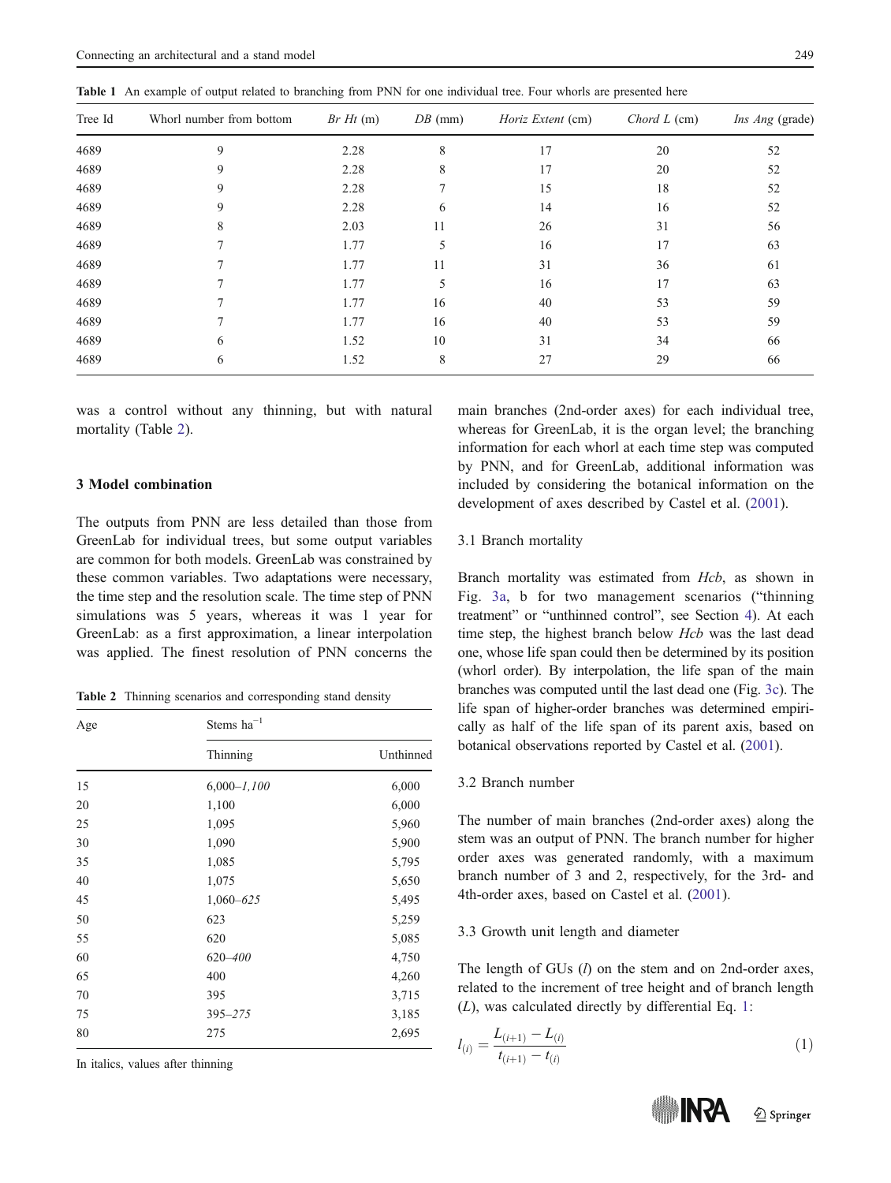Table 1 An example of output related to branching from PNN for one individual tree. Four whorls are presented here

| Tree Id | Whorl number from bottom | *Br Ht* (m) | *DB* (mm) | *Horiz Extent* (cm) | *Chord L* (cm) | *Ins Ang* (grade) |
|---|---|---|---|---|---|---|
| 4689 | 9 | 2.28 | 8 | 17 | 20 | 52 |
| 4689 | 9 | 2.28 | 8 | 17 | 20 | 52 |
| 4689 | 9 | 2.28 | 7 | 15 | 18 | 52 |
| 4689 | 9 | 2.28 | 6 | 14 | 16 | 52 |
| 4689 | 8 | 2.03 | 11 | 26 | 31 | 56 |
| 4689 | 7 | 1.77 | 5 | 16 | 17 | 63 |
| 4689 | 7 | 1.77 | 11 | 31 | 36 | 61 |
| 4689 | 7 | 1.77 | 5 | 16 | 17 | 63 |
| 4689 | 7 | 1.77 | 16 | 40 | 53 | 59 |
| 4689 | 7 | 1.77 | 16 | 40 | 53 | 59 |
| 4689 | 6 | 1.52 | 10 | 31 | 34 | 66 |
| 4689 | 6 | 1.52 | 8 | 27 | 29 | 66 |

was a control without any thinning, but with natural mortality (Table 2).

## 3 Model combination

The outputs from PNN are less detailed than those from GreenLab for individual trees, but some output variables are common for both models. GreenLab was constrained by these common variables. Two adaptations were necessary, the time step and the resolution scale. The time step of PNN simulations was 5 years, whereas it was 1 year for GreenLab: as a first approximation, a linear interpolation was applied. The finest resolution of PNN concerns the main branches (2nd-order axes) for each individual tree, whereas for GreenLab, it is the organ level; the branching information for each whorl at each time step was computed by PNN, and for GreenLab, additional information was included by considering the botanical information on the development of axes described by Castel et al. (2001).

Table 2 Thinning scenarios and corresponding stand density

| Age | Stems ha$^{-1}$ | |
|---|---|---|
| | Thinning | Unthinned |
| 15 | 6,000–*1,100* | 6,000 |
| 20 | 1,100 | 6,000 |
| 25 | 1,095 | 5,960 |
| 30 | 1,090 | 5,900 |
| 35 | 1,085 | 5,795 |
| 40 | 1,075 | 5,650 |
| 45 | 1,060–*625* | 5,495 |
| 50 | 623 | 5,259 |
| 55 | 620 | 5,085 |
| 60 | 620–*400* | 4,750 |
| 65 | 400 | 4,260 |
| 70 | 395 | 3,715 |
| 75 | 395–*275* | 3,185 |
| 80 | 275 | 2,695 |

In italics, values after thinning

### 3.1 Branch mortality

Branch mortality was estimated from *Hcb*, as shown in Fig. 3a, b for two management scenarios ("thinning treatment" or "unthinned control", see Section 4). At each time step, the highest branch below *Hcb* was the last dead one, whose life span could then be determined by its position (whorl order). By interpolation, the life span of the main branches was computed until the last dead one (Fig. 3c). The life span of higher-order branches was determined empirically as half of the life span of its parent axis, based on botanical observations reported by Castel et al. (2001).

### 3.2 Branch number

The number of main branches (2nd-order axes) along the stem was an output of PNN. The branch number for higher order axes was generated randomly, with a maximum branch number of 3 and 2, respectively, for the 3rd- and 4th-order axes, based on Castel et al. (2001).

### 3.3 Growth unit length and diameter

The length of GUs ($l$) on the stem and on 2nd-order axes, related to the increment of tree height and of branch length ($L$), was calculated directly by differential Eq. 1:

$$l_{(i)} = \frac{L_{(i+1)} - L_{(i)}}{t_{(i+1)} - t_{(i)}} \tag{1}$$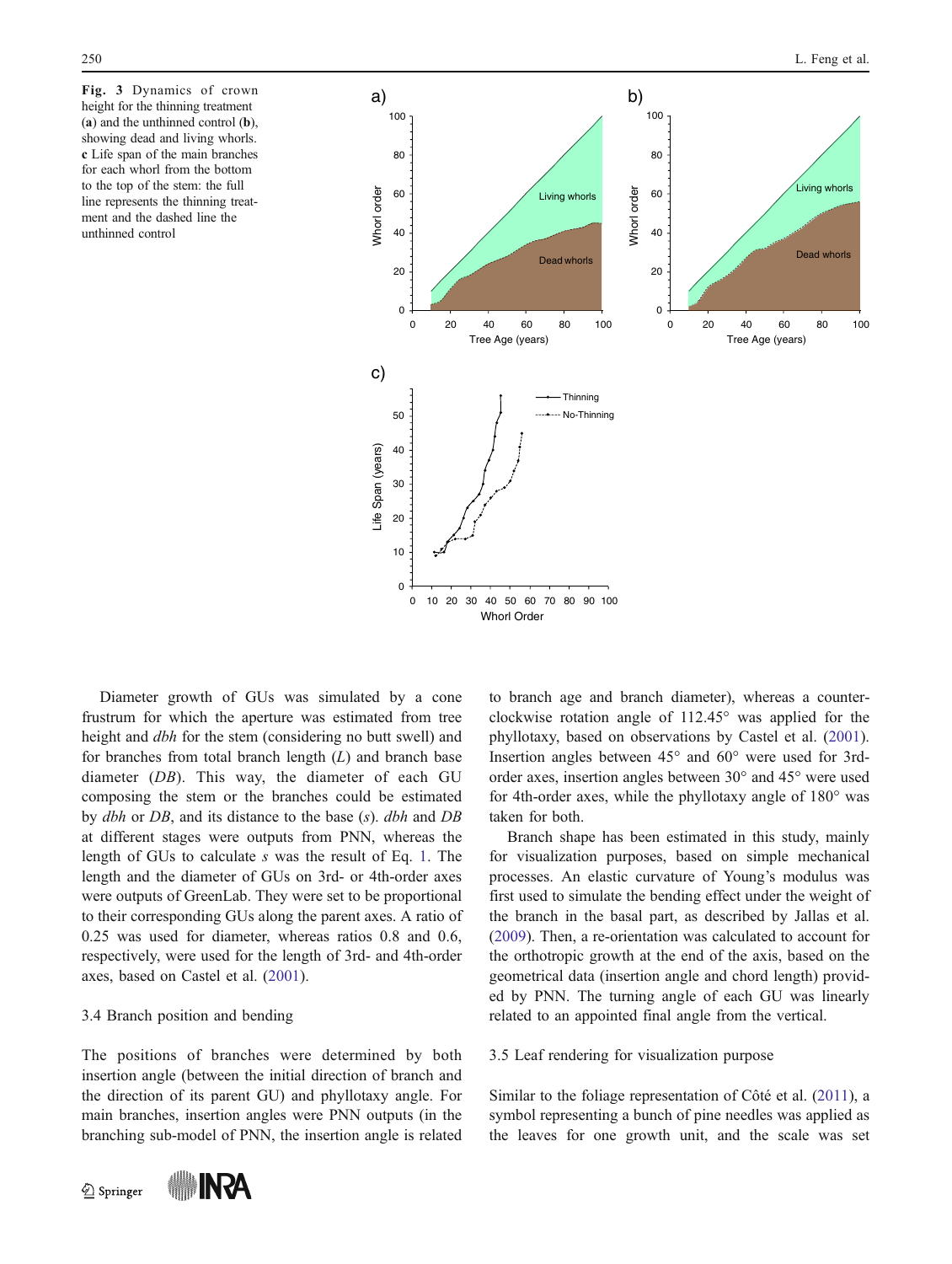**Fig. 3** Dynamics of crown height for the thinning treatment (**a**) and the unthinned control (**b**), showing dead and living whorls. **c** Life span of the main branches for each whorl from the bottom to the top of the stem: the full line represents the thinning treatment and the dashed line the unthinned control

Diameter growth of GUs was simulated by a cone frustrum for which the aperture was estimated from tree height and *dbh* for the stem (considering no butt swell) and for branches from total branch length ($L$) and branch base diameter ($DB$). This way, the diameter of each GU composing the stem or the branches could be estimated by *dbh* or $DB$, and its distance to the base ($s$). *dbh* and $DB$ at different stages were outputs from PNN, whereas the length of GUs to calculate $s$ was the result of Eq. 1. The length and the diameter of GUs on 3rd- or 4th-order axes were outputs of GreenLab. They were set to be proportional to their corresponding GUs along the parent axes. A ratio of 0.25 was used for diameter, whereas ratios 0.8 and 0.6, respectively, were used for the length of 3rd- and 4th-order axes, based on Castel et al. (2001).

## 3.4 Branch position and bending

The positions of branches were determined by both insertion angle (between the initial direction of branch and the direction of its parent GU) and phyllotaxy angle. For main branches, insertion angles were PNN outputs (in the branching sub-model of PNN, the insertion angle is related to branch age and branch diameter), whereas a counter-clockwise rotation angle of 112.45° was applied for the phyllotaxy, based on observations by Castel et al. (2001). Insertion angles between 45° and 60° were used for 3rd-order axes, insertion angles between 30° and 45° were used for 4th-order axes, while the phyllotaxy angle of 180° was taken for both.

Branch shape has been estimated in this study, mainly for visualization purposes, based on simple mechanical processes. An elastic curvature of Young's modulus was first used to simulate the bending effect under the weight of the branch in the basal part, as described by Jallas et al. (2009). Then, a re-orientation was calculated to account for the orthotropic growth at the end of the axis, based on the geometrical data (insertion angle and chord length) provided by PNN. The turning angle of each GU was linearly related to an appointed final angle from the vertical.

## 3.5 Leaf rendering for visualization purpose

Similar to the foliage representation of Côté et al. (2011), a symbol representing a bunch of pine needles was applied as the leaves for one growth unit, and the scale was set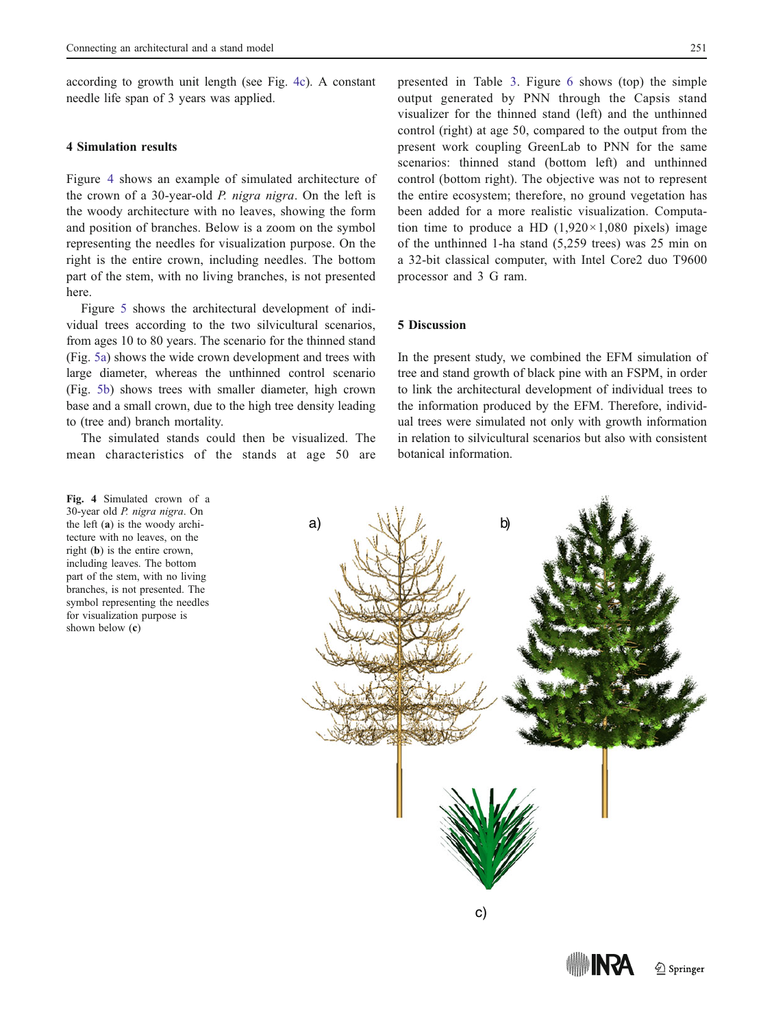according to growth unit length (see Fig. 4c). A constant needle life span of 3 years was applied.

## 4 Simulation results

Figure 4 shows an example of simulated architecture of the crown of a 30-year-old *P. nigra nigra*. On the left is the woody architecture with no leaves, showing the form and position of branches. Below is a zoom on the symbol representing the needles for visualization purpose. On the right is the entire crown, including needles. The bottom part of the stem, with no living branches, is not presented here.

Figure 5 shows the architectural development of individual trees according to the two silvicultural scenarios, from ages 10 to 80 years. The scenario for the thinned stand (Fig. 5a) shows the wide crown development and trees with large diameter, whereas the unthinned control scenario (Fig. 5b) shows trees with smaller diameter, high crown base and a small crown, due to the high tree density leading to (tree and) branch mortality.

The simulated stands could then be visualized. The mean characteristics of the stands at age 50 are presented in Table 3. Figure 6 shows (top) the simple output generated by PNN through the Capsis stand visualizer for the thinned stand (left) and the unthinned control (right) at age 50, compared to the output from the present work coupling GreenLab to PNN for the same scenarios: thinned stand (bottom left) and unthinned control (bottom right). The objective was not to represent the entire ecosystem; therefore, no ground vegetation has been added for a more realistic visualization. Computation time to produce a HD (1,920×1,080 pixels) image of the unthinned 1-ha stand (5,259 trees) was 25 min on a 32-bit classical computer, with Intel Core2 duo T9600 processor and 3 G ram.

## 5 Discussion

In the present study, we combined the EFM simulation of tree and stand growth of black pine with an FSPM, in order to link the architectural development of individual trees to the information produced by the EFM. Therefore, individual trees were simulated not only with growth information in relation to silvicultural scenarios but also with consistent botanical information.

**Fig. 4** Simulated crown of a 30-year old *P. nigra nigra*. On the left (**a**) is the woody architecture with no leaves, on the right (**b**) is the entire crown, including leaves. The bottom part of the stem, with no living branches, is not presented. The symbol representing the needles for visualization purpose is shown below (**c**)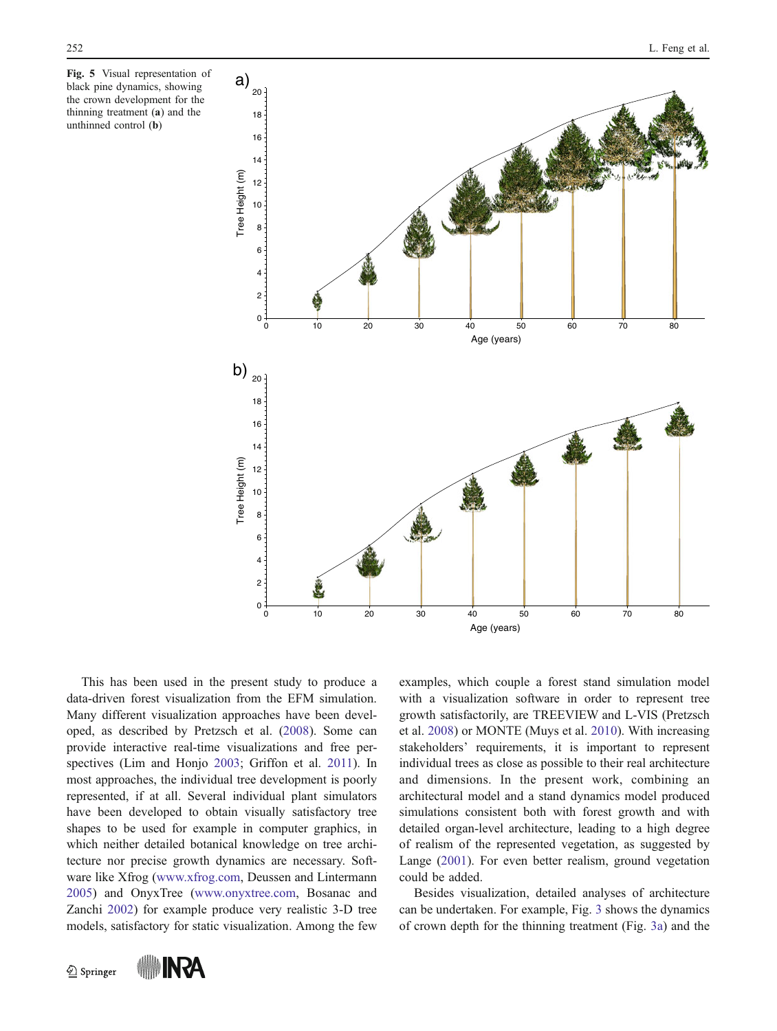**Fig. 5** Visual representation of black pine dynamics, showing the crown development for the thinning treatment (**a**) and the unthinned control (**b**)

This has been used in the present study to produce a data-driven forest visualization from the EFM simulation. Many different visualization approaches have been developed, as described by Pretzsch et al. (2008). Some can provide interactive real-time visualizations and free perspectives (Lim and Honjo 2003; Griffon et al. 2011). In most approaches, the individual tree development is poorly represented, if at all. Several individual plant simulators have been developed to obtain visually satisfactory tree shapes to be used for example in computer graphics, in which neither detailed botanical knowledge on tree architecture nor precise growth dynamics are necessary. Software like Xfrog (www.xfrog.com, Deussen and Lintermann 2005) and OnyxTree (www.onyxtree.com, Bosanac and Zanchi 2002) for example produce very realistic 3-D tree models, satisfactory for static visualization. Among the few examples, which couple a forest stand simulation model with a visualization software in order to represent tree growth satisfactorily, are TREEVIEW and L-VIS (Pretzsch et al. 2008) or MONTE (Muys et al. 2010). With increasing stakeholders' requirements, it is important to represent individual trees as close as possible to their real architecture and dimensions. In the present work, combining an architectural model and a stand dynamics model produced simulations consistent both with forest growth and with detailed organ-level architecture, leading to a high degree of realism of the represented vegetation, as suggested by Lange (2001). For even better realism, ground vegetation could be added.

Besides visualization, detailed analyses of architecture can be undertaken. For example, Fig. 3 shows the dynamics of crown depth for the thinning treatment (Fig. 3a) and the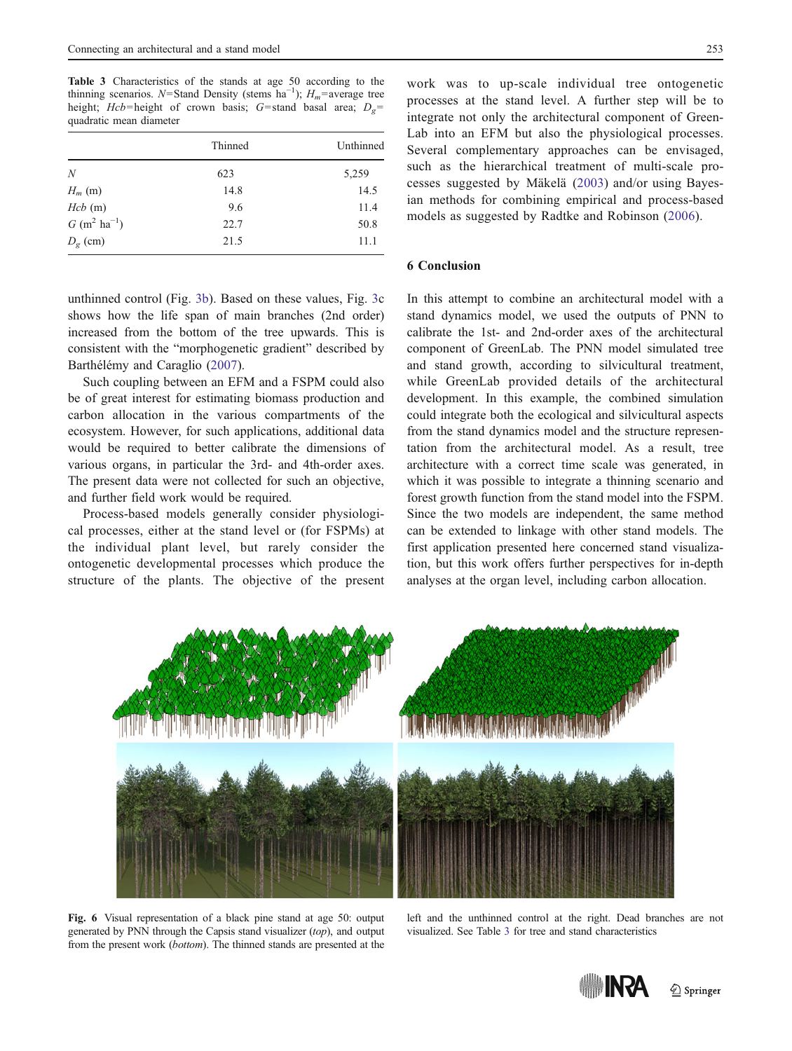**Table 3** Characteristics of the stands at age 50 according to the thinning scenarios. $N$=Stand Density (stems ha$^{-1}$); $H_m$=average tree height; $Hcb$=height of crown basis; $G$=stand basal area; $D_g$= quadratic mean diameter

| | Thinned | Unthinned |
|---|---|---|
| $N$ | 623 | 5,259 |
| $H_m$ (m) | 14.8 | 14.5 |
| $Hcb$ (m) | 9.6 | 11.4 |
| $G$ (m$^2$ ha$^{-1}$) | 22.7 | 50.8 |
| $D_g$ (cm) | 21.5 | 11.1 |

unthinned control (Fig. 3b). Based on these values, Fig. 3c shows how the life span of main branches (2nd order) increased from the bottom of the tree upwards. This is consistent with the "morphogenetic gradient" described by Barthélémy and Caraglio (2007).

Such coupling between an EFM and a FSPM could also be of great interest for estimating biomass production and carbon allocation in the various compartments of the ecosystem. However, for such applications, additional data would be required to better calibrate the dimensions of various organs, in particular the 3rd- and 4th-order axes. The present data were not collected for such an objective, and further field work would be required.

Process-based models generally consider physiological processes, either at the stand level or (for FSPMs) at the individual plant level, but rarely consider the ontogenetic developmental processes which produce the structure of the plants. The objective of the present work was to up-scale individual tree ontogenetic processes at the stand level. A further step will be to integrate not only the architectural component of GreenLab into an EFM but also the physiological processes. Several complementary approaches can be envisaged, such as the hierarchical treatment of multi-scale processes suggested by Mäkelä (2003) and/or using Bayesian methods for combining empirical and process-based models as suggested by Radtke and Robinson (2006).

## 6 Conclusion

In this attempt to combine an architectural model with a stand dynamics model, we used the outputs of PNN to calibrate the 1st- and 2nd-order axes of the architectural component of GreenLab. The PNN model simulated tree and stand growth, according to silvicultural treatment, while GreenLab provided details of the architectural development. In this example, the combined simulation could integrate both the ecological and silvicultural aspects from the stand dynamics model and the structure representation from the architectural model. As a result, tree architecture with a correct time scale was generated, in which it was possible to integrate a thinning scenario and forest growth function from the stand model into the FSPM. Since the two models are independent, the same method can be extended to linkage with other stand models. The first application presented here concerned stand visualization, but this work offers further perspectives for in-depth analyses at the organ level, including carbon allocation.

**Fig. 6** Visual representation of a black pine stand at age 50: output generated by PNN through the Capsis stand visualizer (*top*), and output from the present work (*bottom*). The thinned stands are presented at the left and the unthinned control at the right. Dead branches are not visualized. See Table 3 for tree and stand characteristics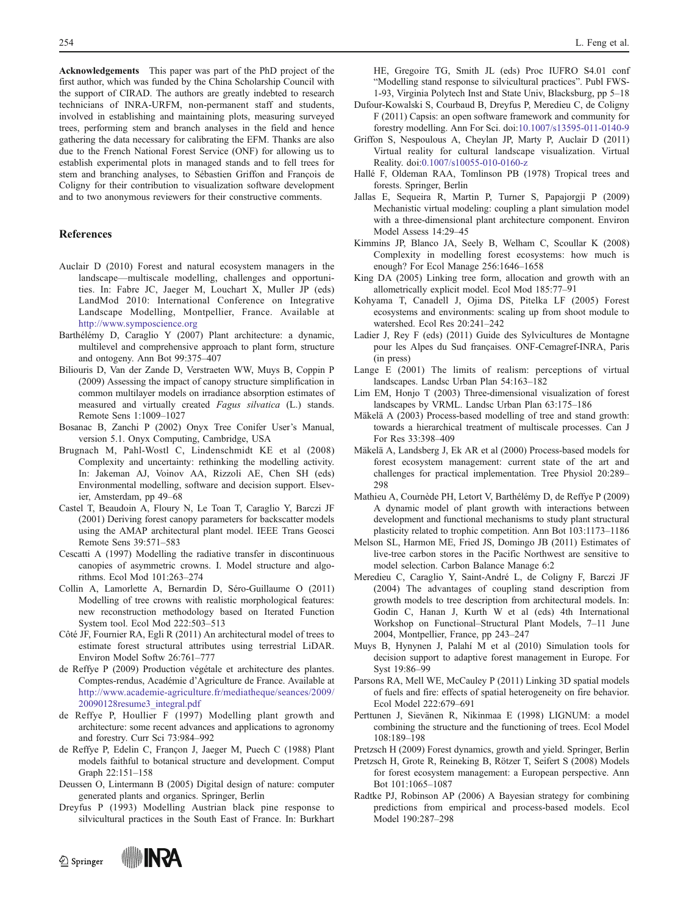**Acknowledgements** This paper was part of the PhD project of the first author, which was funded by the China Scholarship Council with the support of CIRAD. The authors are greatly indebted to research technicians of INRA-URFM, non-permanent staff and students, involved in establishing and maintaining plots, measuring surveyed trees, performing stem and branch analyses in the field and hence gathering the data necessary for calibrating the EFM. Thanks are also due to the French National Forest Service (ONF) for allowing us to establish experimental plots in managed stands and to fell trees for stem and branching analyses, to Sébastien Griffon and François de Coligny for their contribution to visualization software development and to two anonymous reviewers for their constructive comments.

## References

Auclair D (2010) Forest and natural ecosystem managers in the landscape—multiscale modelling, challenges and opportunities. In: Fabre JC, Jaeger M, Louchart X, Muller JP (eds) LandMod 2010: International Conference on Integrative Landscape Modelling, Montpellier, France. Available at http://www.symposcience.org

Barthélémy D, Caraglio Y (2007) Plant architecture: a dynamic, multilevel and comprehensive approach to plant form, structure and ontogeny. Ann Bot 99:375–407

Biliouris D, Van der Zande D, Verstraeten WW, Muys B, Coppin P (2009) Assessing the impact of canopy structure simplification in common multilayer models on irradiance absorption estimates of measured and virtually created *Fagus silvatica* (L.) stands. Remote Sens 1:1009–1027

Bosanac B, Zanchi P (2002) Onyx Tree Conifer User's Manual, version 5.1. Onyx Computing, Cambridge, USA

Brugnach M, Pahl-Wostl C, Lindenschmidt KE et al (2008) Complexity and uncertainty: rethinking the modelling activity. In: Jakeman AJ, Voinov AA, Rizzoli AE, Chen SH (eds) Environmental modelling, software and decision support. Elsevier, Amsterdam, pp 49–68

Castel T, Beaudoin A, Floury N, Le Toan T, Caraglio Y, Barczi JF (2001) Deriving forest canopy parameters for backscatter models using the AMAP architectural plant model. IEEE Trans Geosci Remote Sens 39:571–583

Cescatti A (1997) Modelling the radiative transfer in discontinuous canopies of asymmetric crowns. I. Model structure and algorithms. Ecol Mod 101:263–274

Collin A, Lamorlette A, Bernardin D, Séro-Guillaume O (2011) Modelling of tree crowns with realistic morphological features: new reconstruction methodology based on Iterated Function System tool. Ecol Mod 222:503–513

Côté JF, Fournier RA, Egli R (2011) An architectural model of trees to estimate forest structural attributes using terrestrial LiDAR. Environ Model Softw 26:761–777

de Reffye P (2009) Production végétale et architecture des plantes. Comptes-rendus, Académie d'Agriculture de France. Available at http://www.academie-agriculture.fr/mediatheque/seances/2009/20090128resume3_integral.pdf

de Reffye P, Houllier F (1997) Modelling plant growth and architecture: some recent advances and applications to agronomy and forestry. Curr Sci 73:984–992

de Reffye P, Edelin C, Françon J, Jaeger M, Puech C (1988) Plant models faithful to botanical structure and development. Comput Graph 22:151–158

Deussen O, Lintermann B (2005) Digital design of nature: computer generated plants and organics. Springer, Berlin

Dreyfus P (1993) Modelling Austrian black pine response to silvicultural practices in the South East of France. In: Burkhart HE, Gregoire TG, Smith JL (eds) Proc IUFRO S4.01 conf "Modelling stand response to silvicultural practices". Publ FWS-1-93, Virginia Polytech Inst and State Univ, Blacksburg, pp 5–18

Dufour-Kowalski S, Courbaud B, Dreyfus P, Meredieu C, de Coligny F (2011) Capsis: an open software framework and community for forestry modelling. Ann For Sci. doi:10.1007/s13595-011-0140-9

Griffon S, Nespoulous A, Cheylan JP, Marty P, Auclair D (2011) Virtual reality for cultural landscape visualization. Virtual Reality. doi:0.1007/s10055-010-0160-z

Hallé F, Oldeman RAA, Tomlinson PB (1978) Tropical trees and forests. Springer, Berlin

Jallas E, Sequeira R, Martin P, Turner S, Papajorgji P (2009) Mechanistic virtual modeling: coupling a plant simulation model with a three-dimensional plant architecture component. Environ Model Assess 14:29–45

Kimmins JP, Blanco JA, Seely B, Welham C, Scoullar K (2008) Complexity in modelling forest ecosystems: how much is enough? For Ecol Manage 256:1646–1658

King DA (2005) Linking tree form, allocation and growth with an allometrically explicit model. Ecol Mod 185:77–91

Kohyama T, Canadell J, Ojima DS, Pitelka LF (2005) Forest ecosystems and environments: scaling up from shoot module to watershed. Ecol Res 20:241–242

Ladier J, Rey F (eds) (2011) Guide des Sylvicultures de Montagne pour les Alpes du Sud françaises. ONF-Cemagref-INRA, Paris (in press)

Lange E (2001) The limits of realism: perceptions of virtual landscapes. Landsc Urban Plan 54:163–182

Lim EM, Honjo T (2003) Three-dimensional visualization of forest landscapes by VRML. Landsc Urban Plan 63:175–186

Mäkelä A (2003) Process-based modelling of tree and stand growth: towards a hierarchical treatment of multiscale processes. Can J For Res 33:398–409

Mäkelä A, Landsberg J, Ek AR et al (2000) Process-based models for forest ecosystem management: current state of the art and challenges for practical implementation. Tree Physiol 20:289–298

Mathieu A, Cournède PH, Letort V, Barthélémy D, de Reffye P (2009) A dynamic model of plant growth with interactions between development and functional mechanisms to study plant structural plasticity related to trophic competition. Ann Bot 103:1173–1186

Melson SL, Harmon ME, Fried JS, Domingo JB (2011) Estimates of live-tree carbon stores in the Pacific Northwest are sensitive to model selection. Carbon Balance Manage 6:2

Meredieu C, Caraglio Y, Saint-André L, de Coligny F, Barczi JF (2004) The advantages of coupling stand description from growth models to tree description from architectural models. In: Godin C, Hanan J, Kurth W et al (eds) 4th International Workshop on Functional–Structural Plant Models, 7–11 June 2004, Montpellier, France, pp 243–247

Muys B, Hynynen J, Palahí M et al (2010) Simulation tools for decision support to adaptive forest management in Europe. For Syst 19:86–99

Parsons RA, Mell WE, McCauley P (2011) Linking 3D spatial models of fuels and fire: effects of spatial heterogeneity on fire behavior. Ecol Model 222:679–691

Perttunen J, Sievänen R, Nikinmaa E (1998) LIGNUM: a model combining the structure and the functioning of trees. Ecol Model 108:189–198

Pretzsch H (2009) Forest dynamics, growth and yield. Springer, Berlin

Pretzsch H, Grote R, Reineking B, Rötzer T, Seifert S (2008) Models for forest ecosystem management: a European perspective. Ann Bot 101:1065–1087

Radtke PJ, Robinson AP (2006) A Bayesian strategy for combining predictions from empirical and process-based models. Ecol Model 190:287–298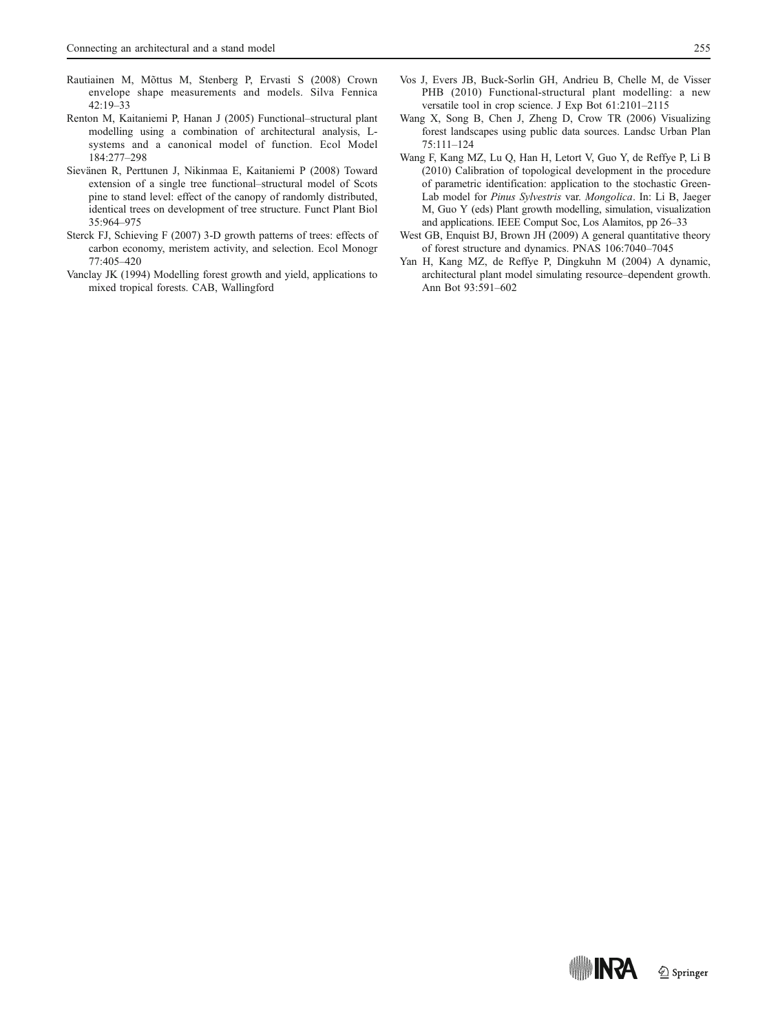Rautiainen M, Mõttus M, Stenberg P, Ervasti S (2008) Crown envelope shape measurements and models. Silva Fennica 42:19–33

Renton M, Kaitaniemi P, Hanan J (2005) Functional–structural plant modelling using a combination of architectural analysis, L-systems and a canonical model of function. Ecol Model 184:277–298

Sievänen R, Perttunen J, Nikinmaa E, Kaitaniemi P (2008) Toward extension of a single tree functional–structural model of Scots pine to stand level: effect of the canopy of randomly distributed, identical trees on development of tree structure. Funct Plant Biol 35:964–975

Sterck FJ, Schieving F (2007) 3-D growth patterns of trees: effects of carbon economy, meristem activity, and selection. Ecol Monogr 77:405–420

Vanclay JK (1994) Modelling forest growth and yield, applications to mixed tropical forests. CAB, Wallingford

Vos J, Evers JB, Buck-Sorlin GH, Andrieu B, Chelle M, de Visser PHB (2010) Functional-structural plant modelling: a new versatile tool in crop science. J Exp Bot 61:2101–2115

Wang X, Song B, Chen J, Zheng D, Crow TR (2006) Visualizing forest landscapes using public data sources. Landsc Urban Plan 75:111–124

Wang F, Kang MZ, Lu Q, Han H, Letort V, Guo Y, de Reffye P, Li B (2010) Calibration of topological development in the procedure of parametric identification: application to the stochastic GreenLab model for *Pinus Sylvestris* var. *Mongolica*. In: Li B, Jaeger M, Guo Y (eds) Plant growth modelling, simulation, visualization and applications. IEEE Comput Soc, Los Alamitos, pp 26–33

West GB, Enquist BJ, Brown JH (2009) A general quantitative theory of forest structure and dynamics. PNAS 106:7040–7045

Yan H, Kang MZ, de Reffye P, Dingkuhn M (2004) A dynamic, architectural plant model simulating resource–dependent growth. Ann Bot 93:591–602